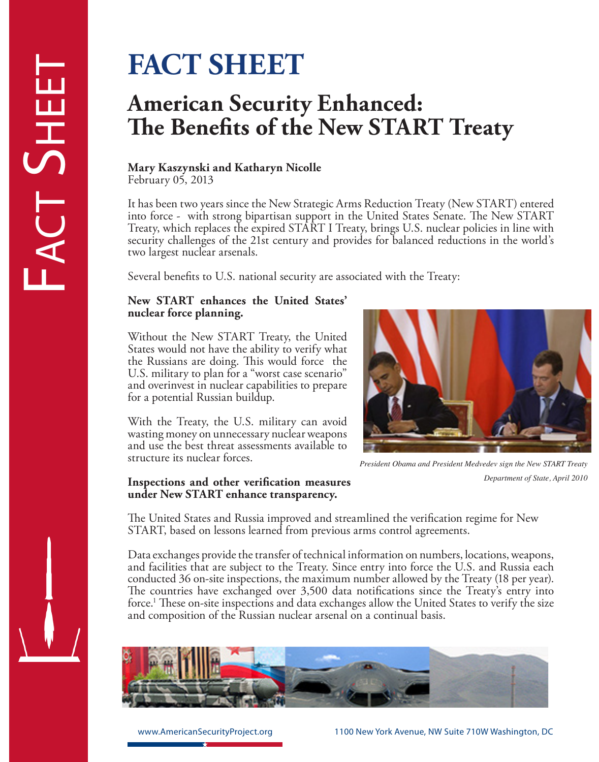# FACT SHEET

## American Security Enhanced: The Benefits of the New START Treaty

**Mary Kaszynski and Katharyn Nicolle**
February 05, 2013

It has been two years since the New Strategic Arms Reduction Treaty (New START) entered into force - with strong bipartisan support in the United States Senate. The New START Treaty, which replaces the expired START I Treaty, brings U.S. nuclear policies in line with security challenges of the 21st century and provides for balanced reductions in the world's two largest nuclear arsenals.

Several benefits to U.S. national security are associated with the Treaty:

**New START enhances the United States' nuclear force planning.**

Without the New START Treaty, the United States would not have the ability to verify what the Russians are doing. This would force the U.S. military to plan for a "worst case scenario" and overinvest in nuclear capabilities to prepare for a potential Russian buildup.

With the Treaty, the U.S. military can avoid wasting money on unnecessary nuclear weapons and use the best threat assessments available to structure its nuclear forces.

*President Obama and President Medvedev sign the New START Treaty*
*Department of State, April 2010*

**Inspections and other verification measures under New START enhance transparency.**

The United States and Russia improved and streamlined the verification regime for New START, based on lessons learned from previous arms control agreements.

Data exchanges provide the transfer of technical information on numbers, locations, weapons, and facilities that are subject to the Treaty. Since entry into force the U.S. and Russia each conducted 36 on-site inspections, the maximum number allowed by the Treaty (18 per year). The countries have exchanged over 3,500 data notifications since the Treaty's entry into force.[1] These on-site inspections and data exchanges allow the United States to verify the size and composition of the Russian nuclear arsenal on a continual basis.

www.AmericanSecurityProject.org 1100 New York Avenue, NW Suite 710W Washington, DC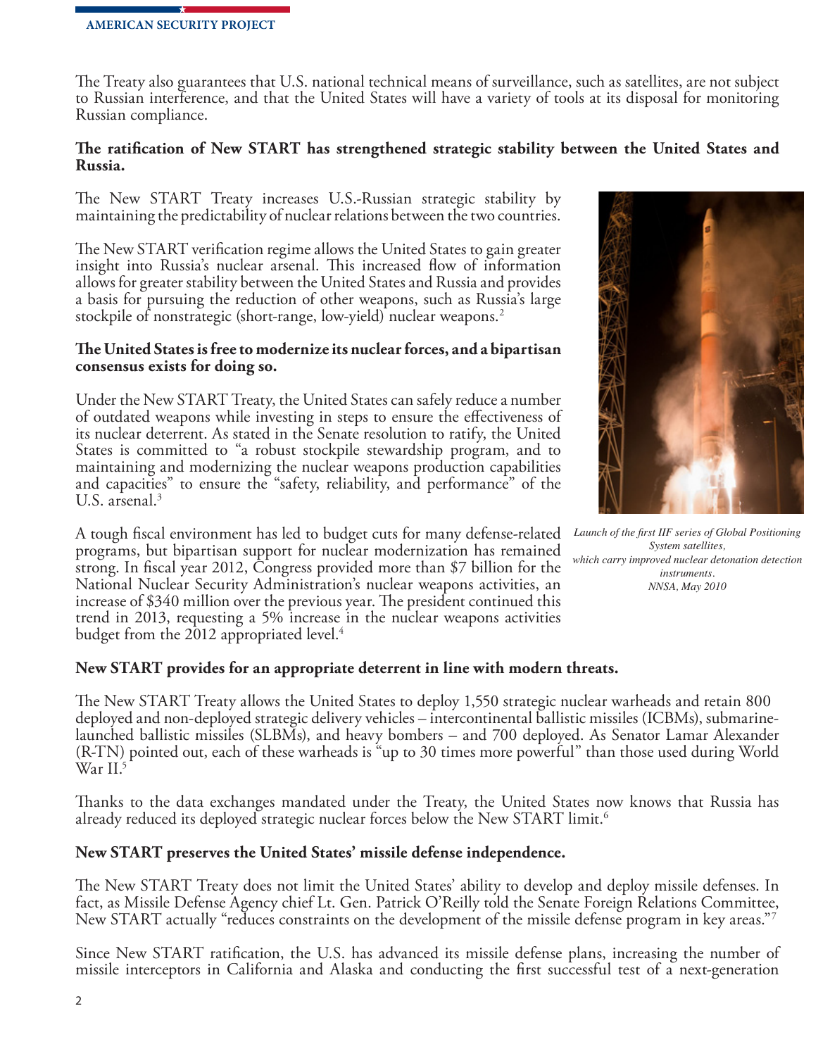The Treaty also guarantees that U.S. national technical means of surveillance, such as satellites, are not subject to Russian interference, and that the United States will have a variety of tools at its disposal for monitoring Russian compliance.

**The ratification of New START has strengthened strategic stability between the United States and Russia.**

The New START Treaty increases U.S.-Russian strategic stability by maintaining the predictability of nuclear relations between the two countries.

The New START verification regime allows the United States to gain greater insight into Russia's nuclear arsenal. This increased flow of information allows for greater stability between the United States and Russia and provides a basis for pursuing the reduction of other weapons, such as Russia's large stockpile of nonstrategic (short-range, low-yield) nuclear weapons.[2]

**The United States is free to modernize its nuclear forces, and a bipartisan consensus exists for doing so.**

Under the New START Treaty, the United States can safely reduce a number of outdated weapons while investing in steps to ensure the effectiveness of its nuclear deterrent. As stated in the Senate resolution to ratify, the United States is committed to "a robust stockpile stewardship program, and to maintaining and modernizing the nuclear weapons production capabilities and capacities" to ensure the "safety, reliability, and performance" of the U.S. arsenal.[3]

A tough fiscal environment has led to budget cuts for many defense-related programs, but bipartisan support for nuclear modernization has remained strong. In fiscal year 2012, Congress provided more than $7 billion for the National Nuclear Security Administration's nuclear weapons activities, an increase of $340 million over the previous year. The president continued this trend in 2013, requesting a 5% increase in the nuclear weapons activities budget from the 2012 appropriated level.[4]

*Launch of the first IIF series of Global Positioning System satellites, which carry improved nuclear detonation detection instruments. NNSA, May 2010*

**New START provides for an appropriate deterrent in line with modern threats.**

The New START Treaty allows the United States to deploy 1,550 strategic nuclear warheads and retain 800 deployed and non-deployed strategic delivery vehicles – intercontinental ballistic missiles (ICBMs), submarine-launched ballistic missiles (SLBMs), and heavy bombers – and 700 deployed. As Senator Lamar Alexander (R-TN) pointed out, each of these warheads is "up to 30 times more powerful" than those used during World War II.[5]

Thanks to the data exchanges mandated under the Treaty, the United States now knows that Russia has already reduced its deployed strategic nuclear forces below the New START limit.[6]

**New START preserves the United States' missile defense independence.**

The New START Treaty does not limit the United States' ability to develop and deploy missile defenses. In fact, as Missile Defense Agency chief Lt. Gen. Patrick O'Reilly told the Senate Foreign Relations Committee, New START actually "reduces constraints on the development of the missile defense program in key areas."[7]

Since New START ratification, the U.S. has advanced its missile defense plans, increasing the number of missile interceptors in California and Alaska and conducting the first successful test of a next-generation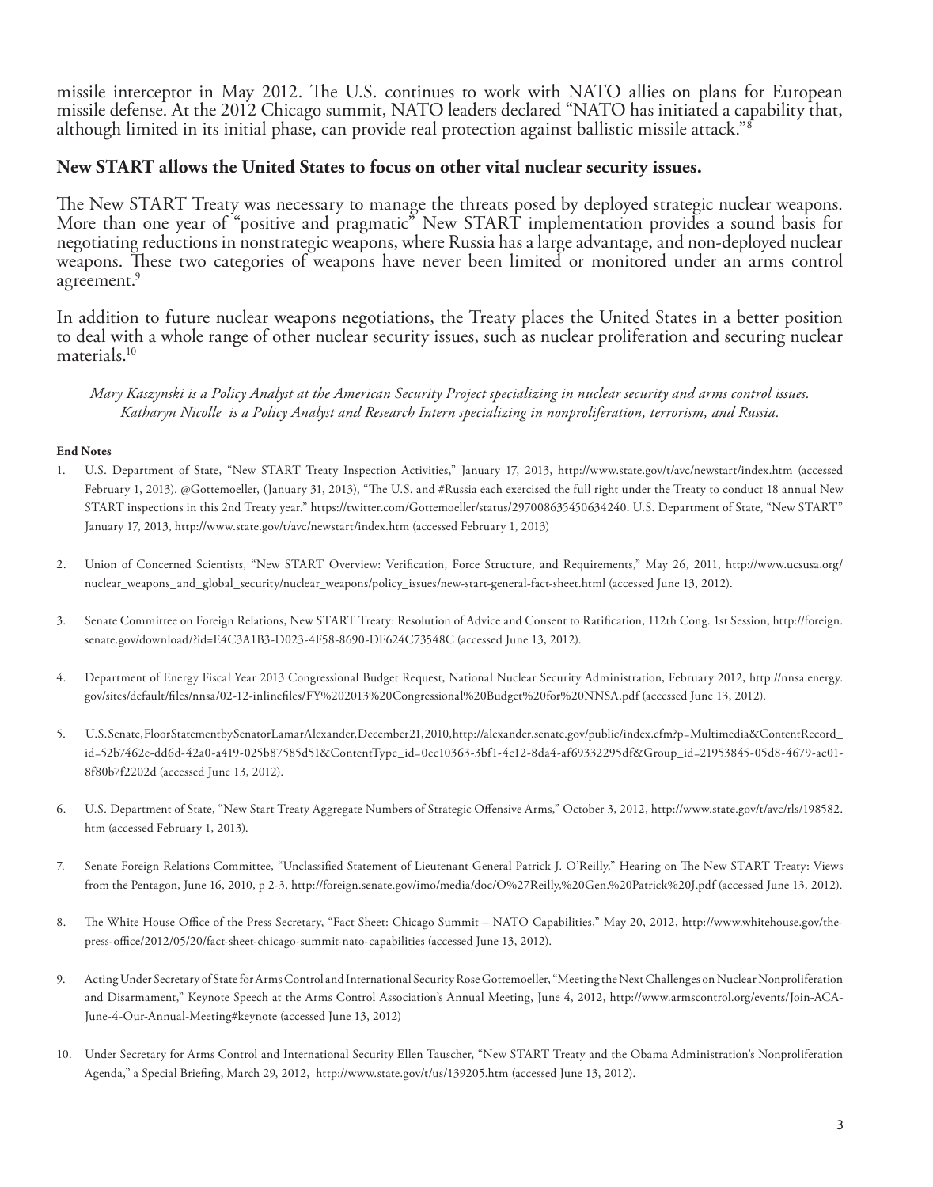missile interceptor in May 2012. The U.S. continues to work with NATO allies on plans for European missile defense. At the 2012 Chicago summit, NATO leaders declared "NATO has initiated a capability that, although limited in its initial phase, can provide real protection against ballistic missile attack."[8]

## New START allows the United States to focus on other vital nuclear security issues.

The New START Treaty was necessary to manage the threats posed by deployed strategic nuclear weapons. More than one year of "positive and pragmatic" New START implementation provides a sound basis for negotiating reductions in nonstrategic weapons, where Russia has a large advantage, and non-deployed nuclear weapons. These two categories of weapons have never been limited or monitored under an arms control agreement.[9]

In addition to future nuclear weapons negotiations, the Treaty places the United States in a better position to deal with a whole range of other nuclear security issues, such as nuclear proliferation and securing nuclear materials.[10]

*Mary Kaszynski is a Policy Analyst at the American Security Project specializing in nuclear security and arms control issues. Katharyn Nicolle is a Policy Analyst and Research Intern specializing in nonproliferation, terrorism, and Russia.*

**End Notes**

1. U.S. Department of State, "New START Treaty Inspection Activities," January 17, 2013, http://www.state.gov/t/avc/newstart/index.htm (accessed February 1, 2013). @Gottemoeller, (January 31, 2013), "The U.S. and #Russia each exercised the full right under the Treaty to conduct 18 annual New START inspections in this 2nd Treaty year." https://twitter.com/Gottemoeller/status/297008635450634240. U.S. Department of State, "New START" January 17, 2013, http://www.state.gov/t/avc/newstart/index.htm (accessed February 1, 2013)

2. Union of Concerned Scientists, "New START Overview: Verification, Force Structure, and Requirements," May 26, 2011, http://www.ucsusa.org/nuclear_weapons_and_global_security/nuclear_weapons/policy_issues/new-start-general-fact-sheet.html (accessed June 13, 2012).

3. Senate Committee on Foreign Relations, New START Treaty: Resolution of Advice and Consent to Ratification, 112th Cong. 1st Session, http://foreign.senate.gov/download/?id=E4C3A1B3-D023-4F58-8690-DF624C73548C (accessed June 13, 2012).

4. Department of Energy Fiscal Year 2013 Congressional Budget Request, National Nuclear Security Administration, February 2012, http://nnsa.energy.gov/sites/default/files/nnsa/02-12-inlinefiles/FY%202013%20Congressional%20Budget%20for%20NNSA.pdf (accessed June 13, 2012).

5. U.S. Senate, Floor Statement by Senator Lamar Alexander, December 21, 2010, http://alexander.senate.gov/public/index.cfm?p=Multimedia&ContentRecord_id=52b7462e-dd6d-42a0-a419-025b87585d51&ContentType_id=0ec10363-3bf1-4c12-8da4-af69332295df&Group_id=21953845-05d8-4679-ac01-8f80b7f2202d (accessed June 13, 2012).

6. U.S. Department of State, "New Start Treaty Aggregate Numbers of Strategic Offensive Arms," October 3, 2012, http://www.state.gov/t/avc/rls/198582.htm (accessed February 1, 2013).

7. Senate Foreign Relations Committee, "Unclassified Statement of Lieutenant General Patrick J. O'Reilly," Hearing on The New START Treaty: Views from the Pentagon, June 16, 2010, p 2-3, http://foreign.senate.gov/imo/media/doc/O%27Reilly,%20Gen.%20Patrick%20J.pdf (accessed June 13, 2012).

8. The White House Office of the Press Secretary, "Fact Sheet: Chicago Summit – NATO Capabilities," May 20, 2012, http://www.whitehouse.gov/the-press-office/2012/05/20/fact-sheet-chicago-summit-nato-capabilities (accessed June 13, 2012).

9. Acting Under Secretary of State for Arms Control and International Security Rose Gottemoeller, "Meeting the Next Challenges on Nuclear Nonproliferation and Disarmament," Keynote Speech at the Arms Control Association's Annual Meeting, June 4, 2012, http://www.armscontrol.org/events/Join-ACA-June-4-Our-Annual-Meeting#keynote (accessed June 13, 2012)

10. Under Secretary for Arms Control and International Security Ellen Tauscher, "New START Treaty and the Obama Administration's Nonproliferation Agenda," a Special Briefing, March 29, 2012, http://www.state.gov/t/us/139205.htm (accessed June 13, 2012).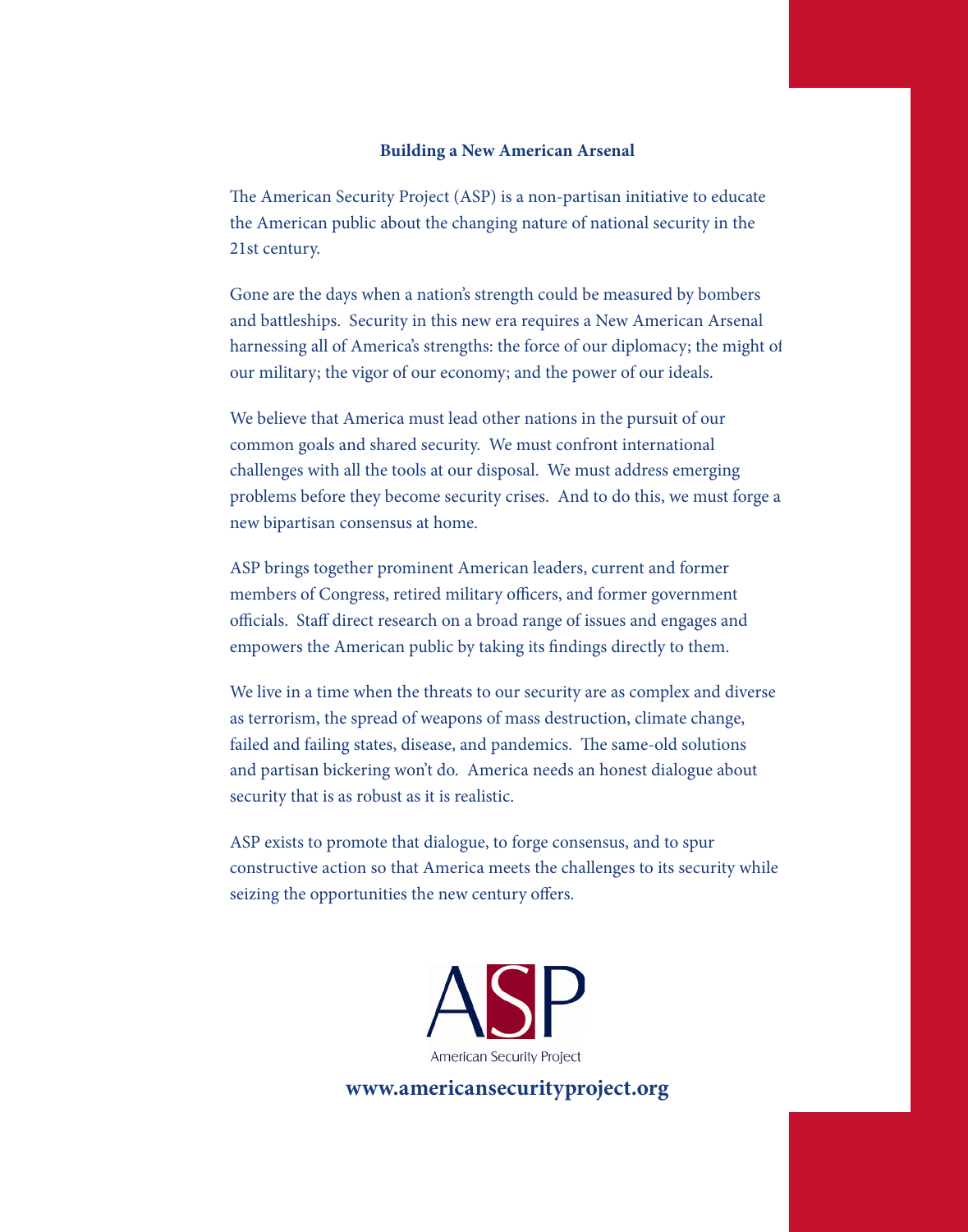**Building a New American Arsenal**

The American Security Project (ASP) is a non-partisan initiative to educate the American public about the changing nature of national security in the 21st century.

Gone are the days when a nation's strength could be measured by bombers and battleships. Security in this new era requires a New American Arsenal harnessing all of America's strengths: the force of our diplomacy; the might of our military; the vigor of our economy; and the power of our ideals.

We believe that America must lead other nations in the pursuit of our common goals and shared security. We must confront international challenges with all the tools at our disposal. We must address emerging problems before they become security crises. And to do this, we must forge a new bipartisan consensus at home.

ASP brings together prominent American leaders, current and former members of Congress, retired military officers, and former government officials. Staff direct research on a broad range of issues and engages and empowers the American public by taking its findings directly to them.

We live in a time when the threats to our security are as complex and diverse as terrorism, the spread of weapons of mass destruction, climate change, failed and failing states, disease, and pandemics. The same-old solutions and partisan bickering won't do. America needs an honest dialogue about security that is as robust as it is realistic.

ASP exists to promote that dialogue, to forge consensus, and to spur constructive action so that America meets the challenges to its security while seizing the opportunities the new century offers.

ASP

American Security Project

**www.americansecurityproject.org**